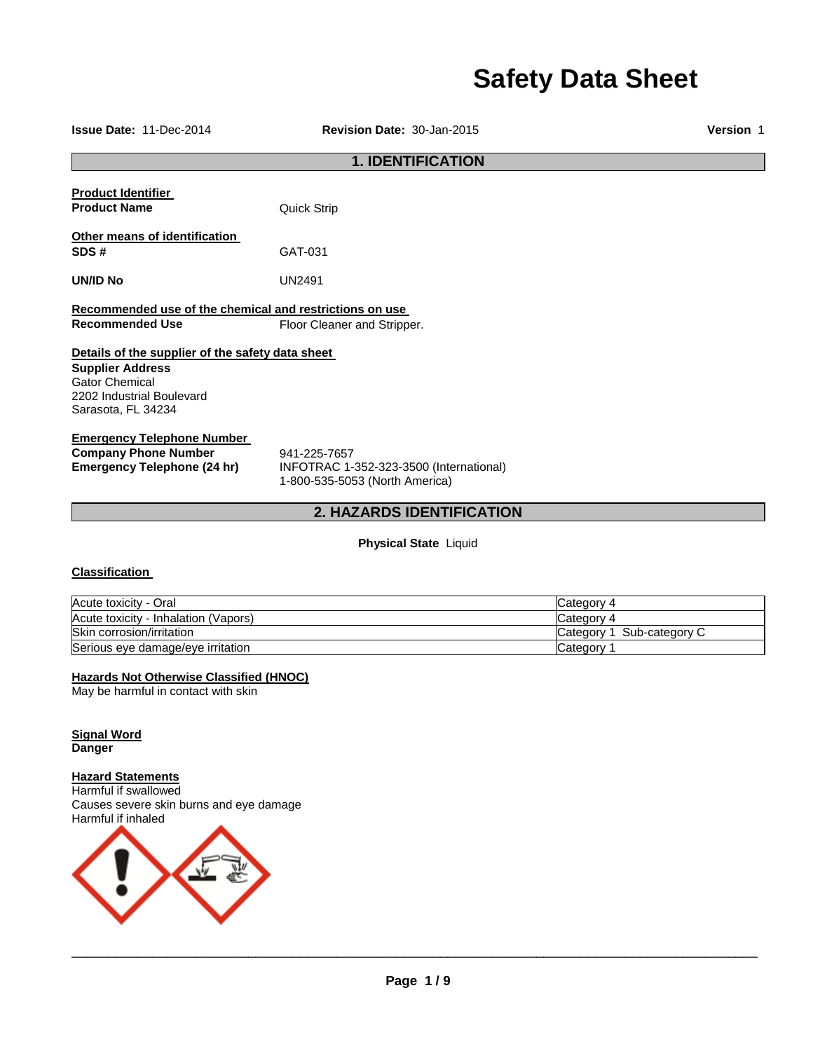# Safety Data Sheet

**Issue Date:** 11-Dec-2014 **Revision Date:** 30-Jan-2015 **Version** 1

## 1. IDENTIFICATION

**Product Identifier**

**Product Name** Quick Strip

**Other means of identification**

**SDS #** GAT-031

**UN/ID No** UN2491

**Recommended use of the chemical and restrictions on use**

**Recommended Use** Floor Cleaner and Stripper.

**Details of the supplier of the safety data sheet**

**Supplier Address**
Gator Chemical
2202 Industrial Boulevard
Sarasota, FL 34234

**Emergency Telephone Number**

**Company Phone Number** 941-225-7657

**Emergency Telephone (24 hr)** INFOTRAC 1-352-323-3500 (International)
1-800-535-5053 (North America)

## 2. HAZARDS IDENTIFICATION

**Physical State** Liquid

**Classification**

| | |
|---|---|
| Acute toxicity - Oral | Category 4 |
| Acute toxicity - Inhalation (Vapors) | Category 4 |
| Skin corrosion/irritation | Category 1 Sub-category C |
| Serious eye damage/eye irritation | Category 1 |

**Hazards Not Otherwise Classified (HNOC)**
May be harmful in contact with skin

**Signal Word**
**Danger**

**Hazard Statements**
Harmful if swallowed
Causes severe skin burns and eye damage
Harmful if inhaled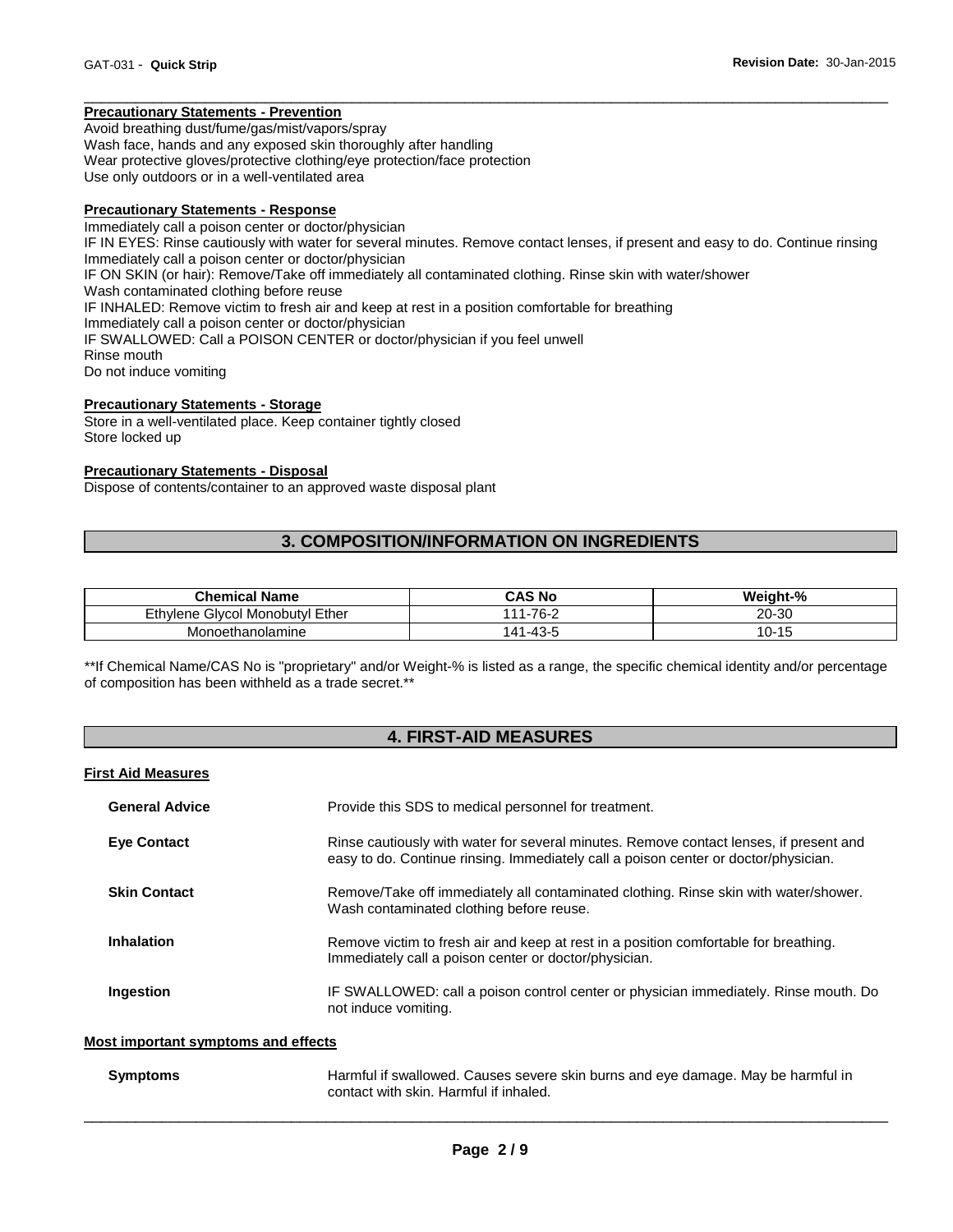**Precautionary Statements - Prevention**

Avoid breathing dust/fume/gas/mist/vapors/spray
Wash face, hands and any exposed skin thoroughly after handling
Wear protective gloves/protective clothing/eye protection/face protection
Use only outdoors or in a well-ventilated area

**Precautionary Statements - Response**

Immediately call a poison center or doctor/physician
IF IN EYES: Rinse cautiously with water for several minutes. Remove contact lenses, if present and easy to do. Continue rinsing
Immediately call a poison center or doctor/physician
IF ON SKIN (or hair): Remove/Take off immediately all contaminated clothing. Rinse skin with water/shower
Wash contaminated clothing before reuse
IF INHALED: Remove victim to fresh air and keep at rest in a position comfortable for breathing
Immediately call a poison center or doctor/physician
IF SWALLOWED: Call a POISON CENTER or doctor/physician if you feel unwell
Rinse mouth
Do not induce vomiting

**Precautionary Statements - Storage**

Store in a well-ventilated place. Keep container tightly closed
Store locked up

**Precautionary Statements - Disposal**

Dispose of contents/container to an approved waste disposal plant

## 3. COMPOSITION/INFORMATION ON INGREDIENTS

| Chemical Name | CAS No | Weight-% |
|---|---|---|
| Ethylene Glycol Monobutyl Ether | 111-76-2 | 20-30 |
| Monoethanolamine | 141-43-5 | 10-15 |

**If Chemical Name/CAS No is "proprietary" and/or Weight-% is listed as a range, the specific chemical identity and/or percentage of composition has been withheld as a trade secret.**

## 4. FIRST-AID MEASURES

**First Aid Measures**

**General Advice** Provide this SDS to medical personnel for treatment.

**Eye Contact** Rinse cautiously with water for several minutes. Remove contact lenses, if present and easy to do. Continue rinsing. Immediately call a poison center or doctor/physician.

**Skin Contact** Remove/Take off immediately all contaminated clothing. Rinse skin with water/shower. Wash contaminated clothing before reuse.

**Inhalation** Remove victim to fresh air and keep at rest in a position comfortable for breathing. Immediately call a poison center or doctor/physician.

**Ingestion** IF SWALLOWED: call a poison control center or physician immediately. Rinse mouth. Do not induce vomiting.

**Most important symptoms and effects**

**Symptoms** Harmful if swallowed. Causes severe skin burns and eye damage. May be harmful in contact with skin. Harmful if inhaled.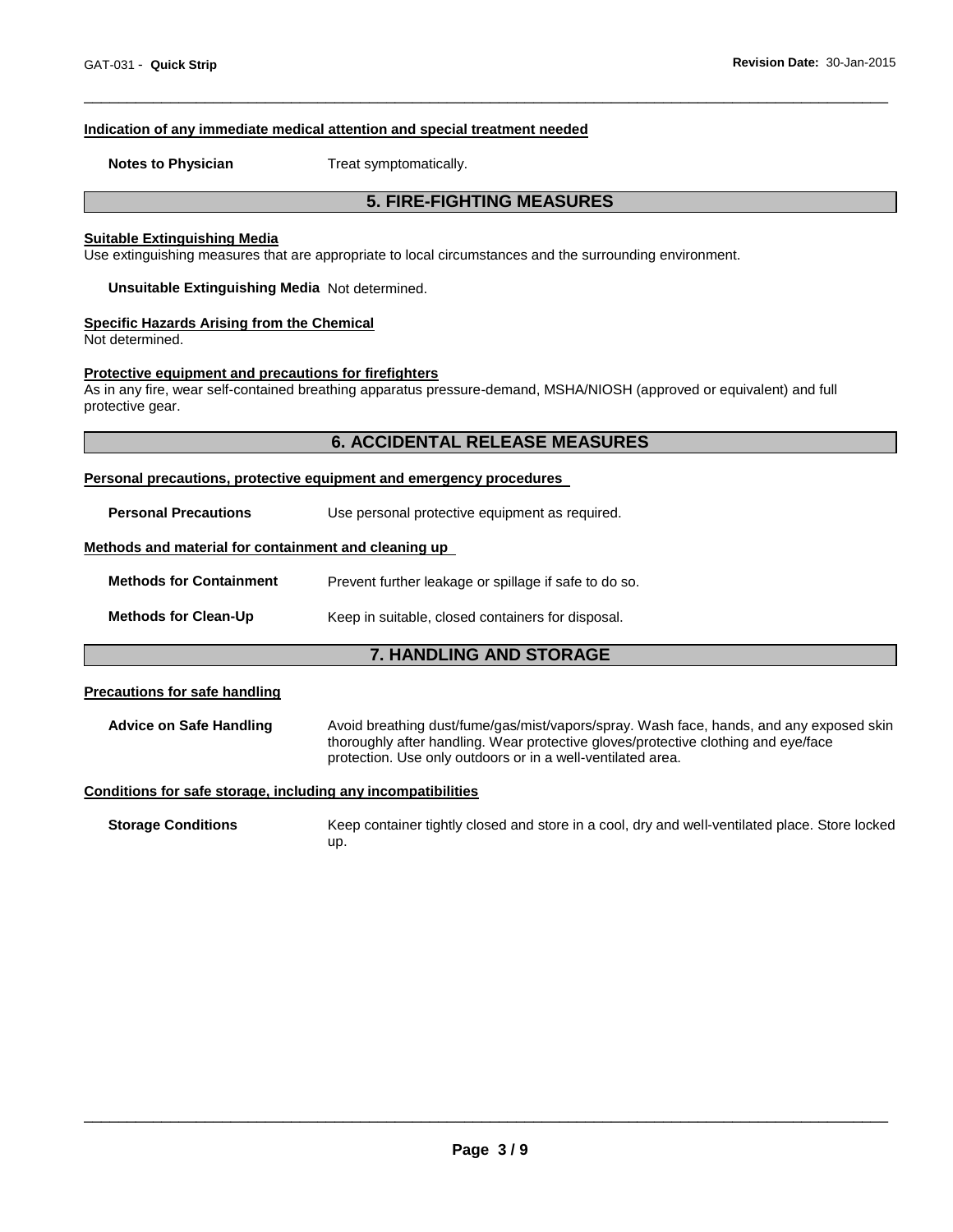#### Indication of any immediate medical attention and special treatment needed

**Notes to Physician** Treat symptomatically.

## 5. FIRE-FIGHTING MEASURES

#### Suitable Extinguishing Media

Use extinguishing measures that are appropriate to local circumstances and the surrounding environment.

**Unsuitable Extinguishing Media** Not determined.

#### Specific Hazards Arising from the Chemical

Not determined.

#### Protective equipment and precautions for firefighters

As in any fire, wear self-contained breathing apparatus pressure-demand, MSHA/NIOSH (approved or equivalent) and full protective gear.

## 6. ACCIDENTAL RELEASE MEASURES

#### Personal precautions, protective equipment and emergency procedures

**Personal Precautions** Use personal protective equipment as required.

#### Methods and material for containment and cleaning up

**Methods for Containment** Prevent further leakage or spillage if safe to do so.

**Methods for Clean-Up** Keep in suitable, closed containers for disposal.

## 7. HANDLING AND STORAGE

#### Precautions for safe handling

**Advice on Safe Handling** Avoid breathing dust/fume/gas/mist/vapors/spray. Wash face, hands, and any exposed skin thoroughly after handling. Wear protective gloves/protective clothing and eye/face protection. Use only outdoors or in a well-ventilated area.

#### Conditions for safe storage, including any incompatibilities

**Storage Conditions** Keep container tightly closed and store in a cool, dry and well-ventilated place. Store locked up.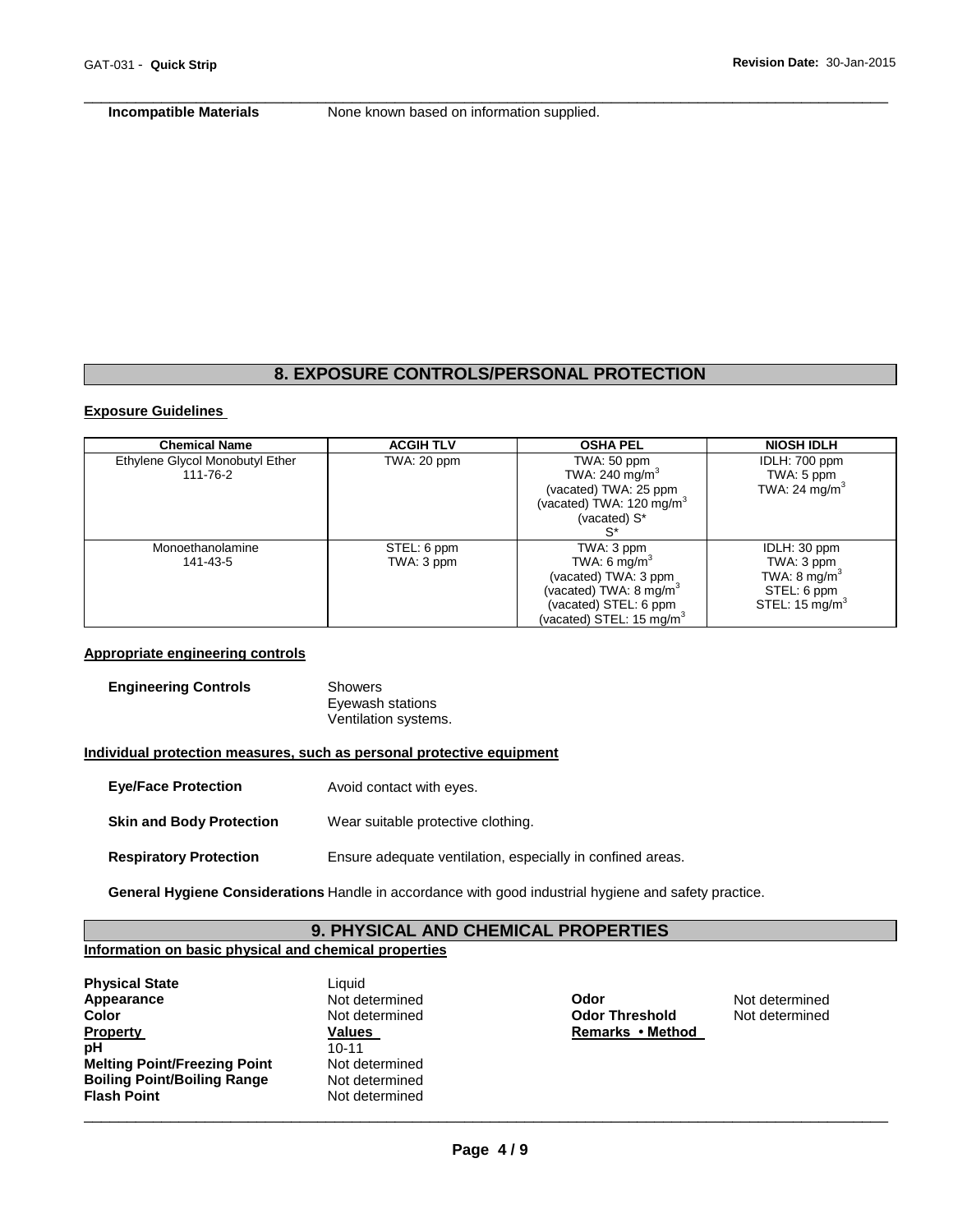**Incompatible Materials** None known based on information supplied.

## 8. EXPOSURE CONTROLS/PERSONAL PROTECTION

**Exposure Guidelines**

| Chemical Name | ACGIH TLV | OSHA PEL | NIOSH IDLH |
|---|---|---|---|
| Ethylene Glycol Monobutyl Ether<br>111-76-2 | TWA: 20 ppm | TWA: 50 ppm<br>TWA: 240 mg/m$^3$<br>(vacated) TWA: 25 ppm<br>(vacated) TWA: 120 mg/m$^3$<br>(vacated) S*<br>S* | IDLH: 700 ppm<br>TWA: 5 ppm<br>TWA: 24 mg/m$^3$ |
| Monoethanolamine<br>141-43-5 | STEL: 6 ppm<br>TWA: 3 ppm | TWA: 3 ppm<br>TWA: 6 mg/m$^3$<br>(vacated) TWA: 3 ppm<br>(vacated) TWA: 8 mg/m$^3$<br>(vacated) STEL: 6 ppm<br>(vacated) STEL: 15 mg/m$^3$ | IDLH: 30 ppm<br>TWA: 3 ppm<br>TWA: 8 mg/m$^3$<br>STEL: 6 ppm<br>STEL: 15 mg/m$^3$ |

**Appropriate engineering controls**

**Engineering Controls** Showers
Eyewash stations
Ventilation systems.

**Individual protection measures, such as personal protective equipment**

**Eye/Face Protection** Avoid contact with eyes.

**Skin and Body Protection** Wear suitable protective clothing.

**Respiratory Protection** Ensure adequate ventilation, especially in confined areas.

**General Hygiene Considerations** Handle in accordance with good industrial hygiene and safety practice.

## 9. PHYSICAL AND CHEMICAL PROPERTIES

**Information on basic physical and chemical properties**

**Physical State** Liquid
**Appearance** Not determined
**Color** Not determined
**Odor** Not determined
**Odor Threshold** Not determined

| Property | Values | Remarks • Method |
|---|---|---|
| pH | 10-11 | |
| Melting Point/Freezing Point | Not determined | |
| Boiling Point/Boiling Range | Not determined | |
| Flash Point | Not determined | |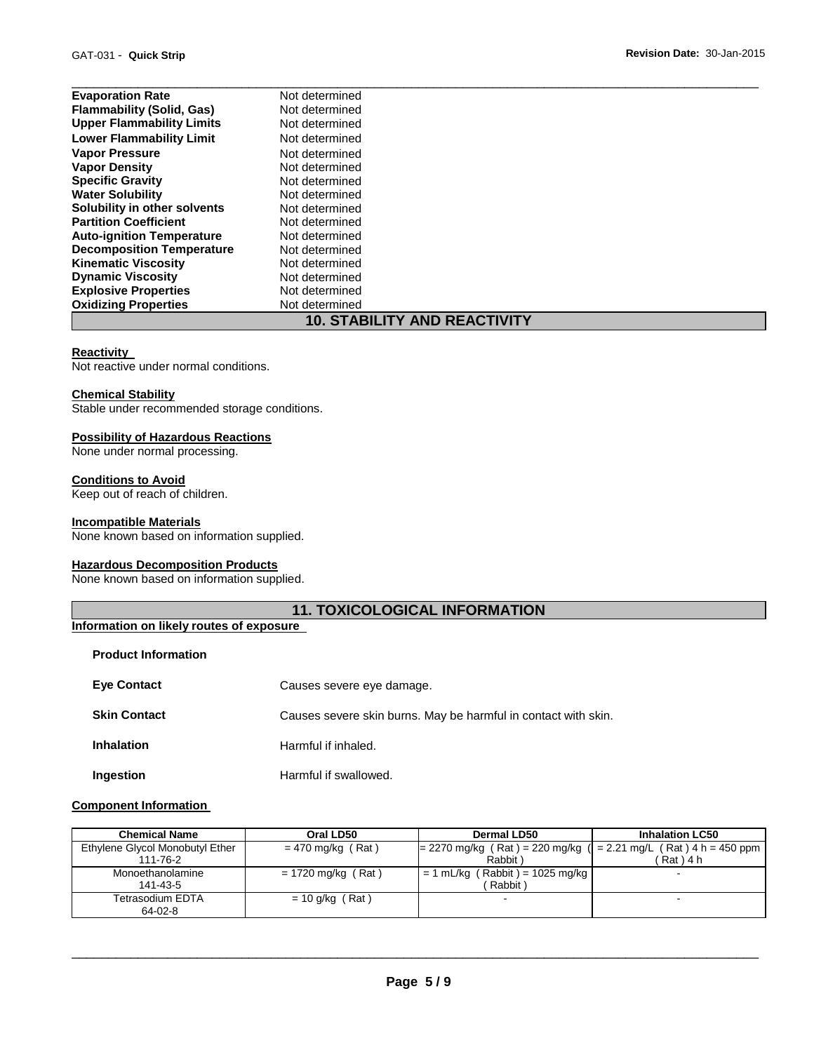| | |
|---|---|
| **Evaporation Rate** | Not determined |
| **Flammability (Solid, Gas)** | Not determined |
| **Upper Flammability Limits** | Not determined |
| **Lower Flammability Limit** | Not determined |
| **Vapor Pressure** | Not determined |
| **Vapor Density** | Not determined |
| **Specific Gravity** | Not determined |
| **Water Solubility** | Not determined |
| **Solubility in other solvents** | Not determined |
| **Partition Coefficient** | Not determined |
| **Auto-ignition Temperature** | Not determined |
| **Decomposition Temperature** | Not determined |
| **Kinematic Viscosity** | Not determined |
| **Dynamic Viscosity** | Not determined |
| **Explosive Properties** | Not determined |
| **Oxidizing Properties** | Not determined |

## 10. STABILITY AND REACTIVITY

**Reactivity**
Not reactive under normal conditions.

**Chemical Stability**
Stable under recommended storage conditions.

**Possibility of Hazardous Reactions**
None under normal processing.

**Conditions to Avoid**
Keep out of reach of children.

**Incompatible Materials**
None known based on information supplied.

**Hazardous Decomposition Products**
None known based on information supplied.

## 11. TOXICOLOGICAL INFORMATION

**Information on likely routes of exposure**

**Product Information**

| | |
|---|---|
| **Eye Contact** | Causes severe eye damage. |
| **Skin Contact** | Causes severe skin burns. May be harmful in contact with skin. |
| **Inhalation** | Harmful if inhaled. |
| **Ingestion** | Harmful if swallowed. |

**Component Information**

| Chemical Name | Oral LD50 | Dermal LD50 | Inhalation LC50 |
|---|---|---|---|
| Ethylene Glycol Monobutyl Ether 111-76-2 | = 470 mg/kg ( Rat ) | = 2270 mg/kg ( Rat ) = 220 mg/kg ( Rabbit ) | = 2.21 mg/L ( Rat ) 4 h = 450 ppm ( Rat ) 4 h |
| Monoethanolamine 141-43-5 | = 1720 mg/kg ( Rat ) | = 1 mL/kg ( Rabbit ) = 1025 mg/kg ( Rabbit ) | - |
| Tetrasodium EDTA 64-02-8 | = 10 g/kg ( Rat ) | - | - |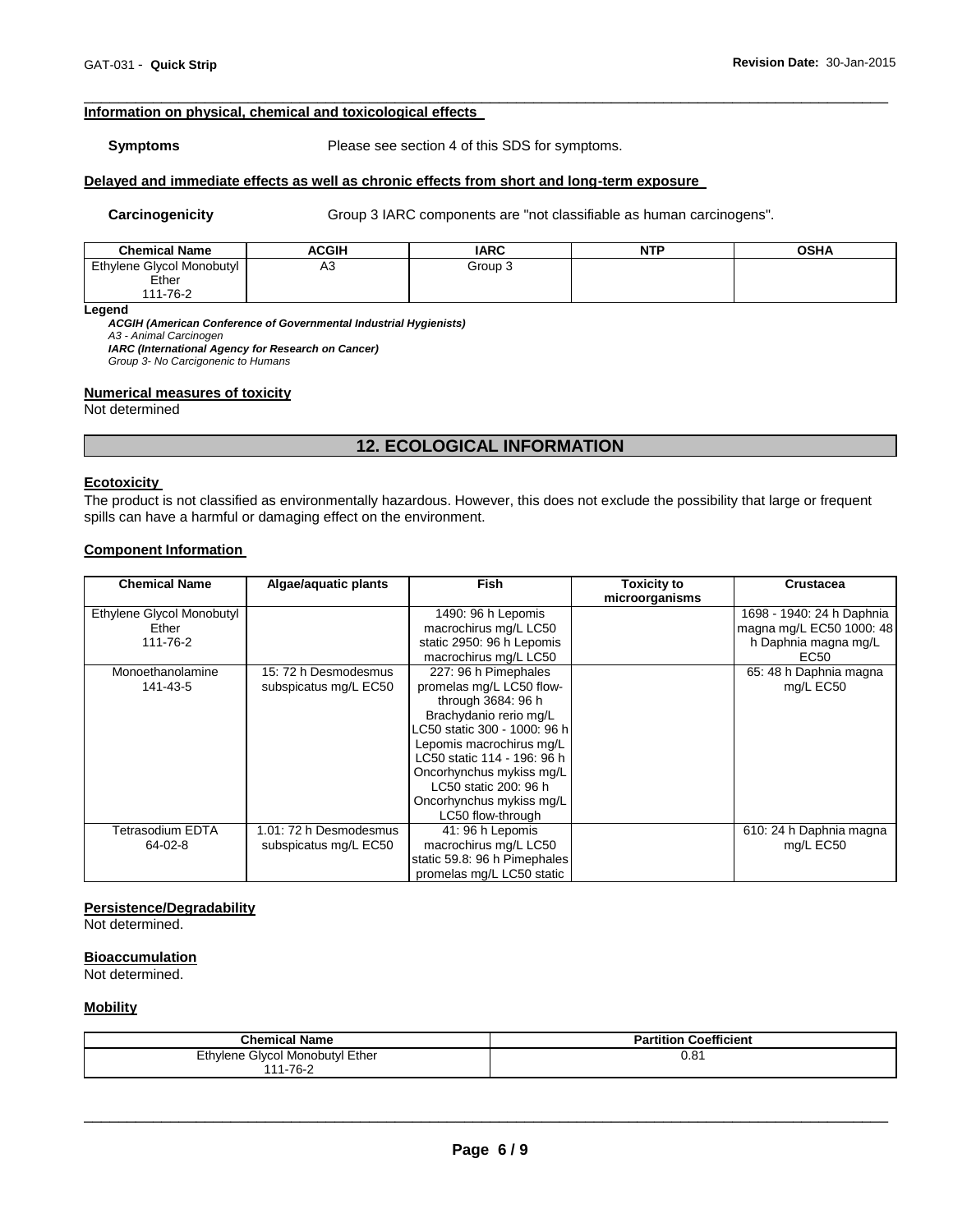### Information on physical, chemical and toxicological effects

**Symptoms** Please see section 4 of this SDS for symptoms.

### Delayed and immediate effects as well as chronic effects from short and long-term exposure

**Carcinogenicity** Group 3 IARC components are "not classifiable as human carcinogens".

| Chemical Name | ACGIH | IARC | NTP | OSHA |
|---|---|---|---|---|
| Ethylene Glycol Monobutyl Ether 111-76-2 | A3 | Group 3 | | |

**Legend**

***ACGIH (American Conference of Governmental Industrial Hygienists)***
*A3 - Animal Carcinogen*
***IARC (International Agency for Research on Cancer)***
*Group 3- No Carcigonenic to Humans*

### Numerical measures of toxicity

Not determined

## 12. ECOLOGICAL INFORMATION

### Ecotoxicity

The product is not classified as environmentally hazardous. However, this does not exclude the possibility that large or frequent spills can have a harmful or damaging effect on the environment.

### Component Information

| Chemical Name | Algae/aquatic plants | Fish | Toxicity to microorganisms | Crustacea |
|---|---|---|---|---|
| Ethylene Glycol Monobutyl Ether 111-76-2 | | 1490: 96 h Lepomis macrochirus mg/L LC50 static 2950: 96 h Lepomis macrochirus mg/L LC50 | | 1698 - 1940: 24 h Daphnia magna mg/L EC50 1000: 48 h Daphnia magna mg/L EC50 |
| Monoethanolamine 141-43-5 | 15: 72 h Desmodesmus subspicatus mg/L EC50 | 227: 96 h Pimephales promelas mg/L LC50 flow-through 3684: 96 h Brachydanio rerio mg/L LC50 static 300 - 1000: 96 h Lepomis macrochirus mg/L LC50 static 114 - 196: 96 h Oncorhynchus mykiss mg/L LC50 static 200: 96 h Oncorhynchus mykiss mg/L LC50 flow-through | | 65: 48 h Daphnia magna mg/L EC50 |
| Tetrasodium EDTA 64-02-8 | 1.01: 72 h Desmodesmus subspicatus mg/L EC50 | 41: 96 h Lepomis macrochirus mg/L LC50 static 59.8: 96 h Pimephales promelas mg/L LC50 static | | 610: 24 h Daphnia magna mg/L EC50 |

### Persistence/Degradability

Not determined.

### Bioaccumulation

Not determined.

### Mobility

| Chemical Name | Partition Coefficient |
|---|---|
| Ethylene Glycol Monobutyl Ether 111-76-2 | 0.81 |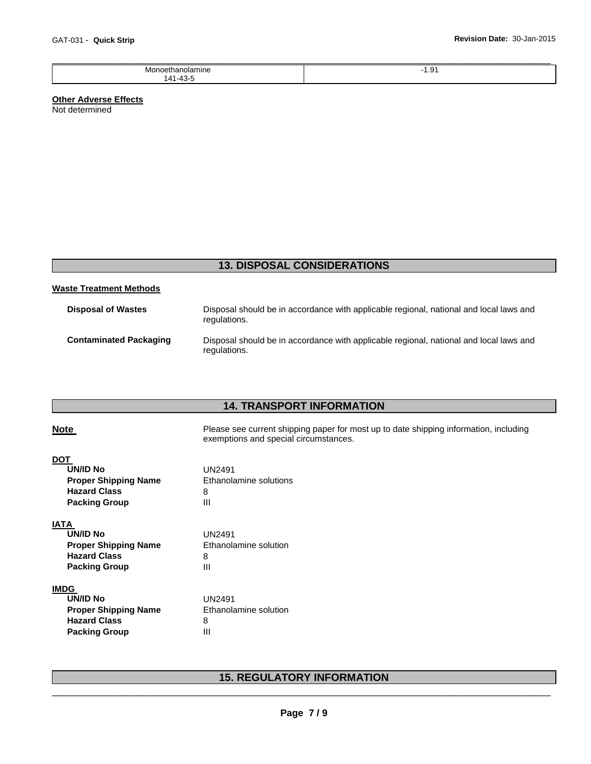| Monoethanolamine 141-43-5 | -1.91 |
|---|---|

**Other Adverse Effects**
Not determined

## 13. DISPOSAL CONSIDERATIONS

**Waste Treatment Methods**

**Disposal of Wastes** Disposal should be in accordance with applicable regional, national and local laws and regulations.

**Contaminated Packaging** Disposal should be in accordance with applicable regional, national and local laws and regulations.

## 14. TRANSPORT INFORMATION

**Note** Please see current shipping paper for most up to date shipping information, including exemptions and special circumstances.

**DOT**

| | |
|---|---|
| **UN/ID No** | UN2491 |
| **Proper Shipping Name** | Ethanolamine solutions |
| **Hazard Class** | 8 |
| **Packing Group** | III |

**IATA**

| | |
|---|---|
| **UN/ID No** | UN2491 |
| **Proper Shipping Name** | Ethanolamine solution |
| **Hazard Class** | 8 |
| **Packing Group** | III |

**IMDG**

| | |
|---|---|
| **UN/ID No** | UN2491 |
| **Proper Shipping Name** | Ethanolamine solution |
| **Hazard Class** | 8 |
| **Packing Group** | III |

## 15. REGULATORY INFORMATION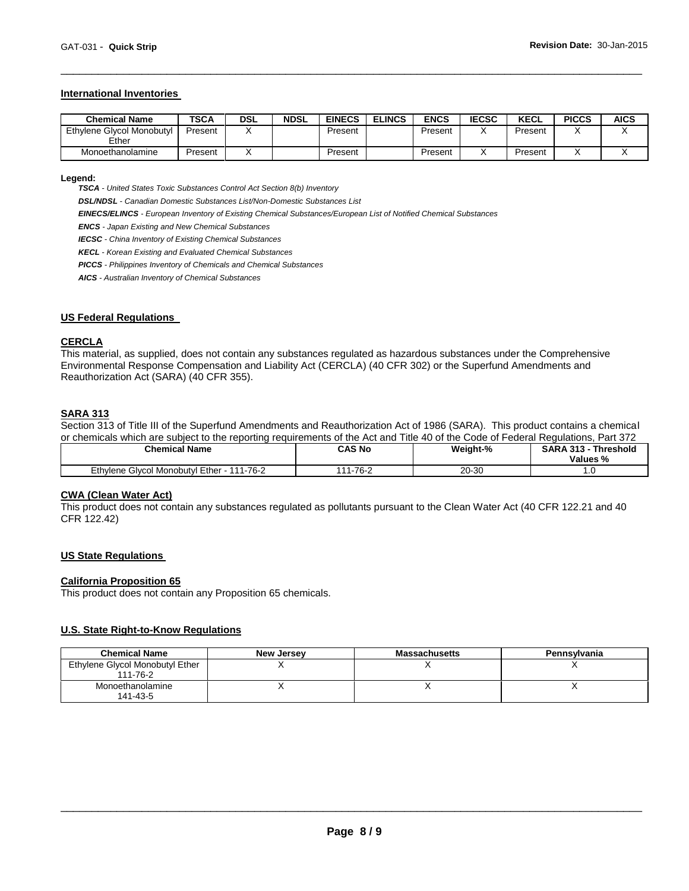## International Inventories

| Chemical Name | TSCA | DSL | NDSL | EINECS | ELINCS | ENCS | IECSC | KECL | PICCS | AICS |
|---|---|---|---|---|---|---|---|---|---|---|
| Ethylene Glycol Monobutyl Ether | Present | X | | Present | | Present | X | Present | X | X |
| Monoethanolamine | Present | X | | Present | | Present | X | Present | X | X |

**Legend:**

***TSCA*** *- United States Toxic Substances Control Act Section 8(b) Inventory*

***DSL/NDSL*** *- Canadian Domestic Substances List/Non-Domestic Substances List*

***EINECS/ELINCS*** *- European Inventory of Existing Chemical Substances/European List of Notified Chemical Substances*

***ENCS*** *- Japan Existing and New Chemical Substances*

***IECSC*** *- China Inventory of Existing Chemical Substances*

***KECL*** *- Korean Existing and Evaluated Chemical Substances*

***PICCS*** *- Philippines Inventory of Chemicals and Chemical Substances*

***AICS*** *- Australian Inventory of Chemical Substances*

## US Federal Regulations

### CERCLA

This material, as supplied, does not contain any substances regulated as hazardous substances under the Comprehensive Environmental Response Compensation and Liability Act (CERCLA) (40 CFR 302) or the Superfund Amendments and Reauthorization Act (SARA) (40 CFR 355).

### SARA 313

Section 313 of Title III of the Superfund Amendments and Reauthorization Act of 1986 (SARA). This product contains a chemical or chemicals which are subject to the reporting requirements of the Act and Title 40 of the Code of Federal Regulations, Part 372

| Chemical Name | CAS No | Weight-% | SARA 313 - Threshold Values % |
|---|---|---|---|
| Ethylene Glycol Monobutyl Ether - 111-76-2 | 111-76-2 | 20-30 | 1.0 |

### CWA (Clean Water Act)

This product does not contain any substances regulated as pollutants pursuant to the Clean Water Act (40 CFR 122.21 and 40 CFR 122.42)

## US State Regulations

### California Proposition 65

This product does not contain any Proposition 65 chemicals.

## U.S. State Right-to-Know Regulations

| Chemical Name | New Jersey | Massachusetts | Pennsylvania |
|---|---|---|---|
| Ethylene Glycol Monobutyl Ether 111-76-2 | X | X | X |
| Monoethanolamine 141-43-5 | X | X | X |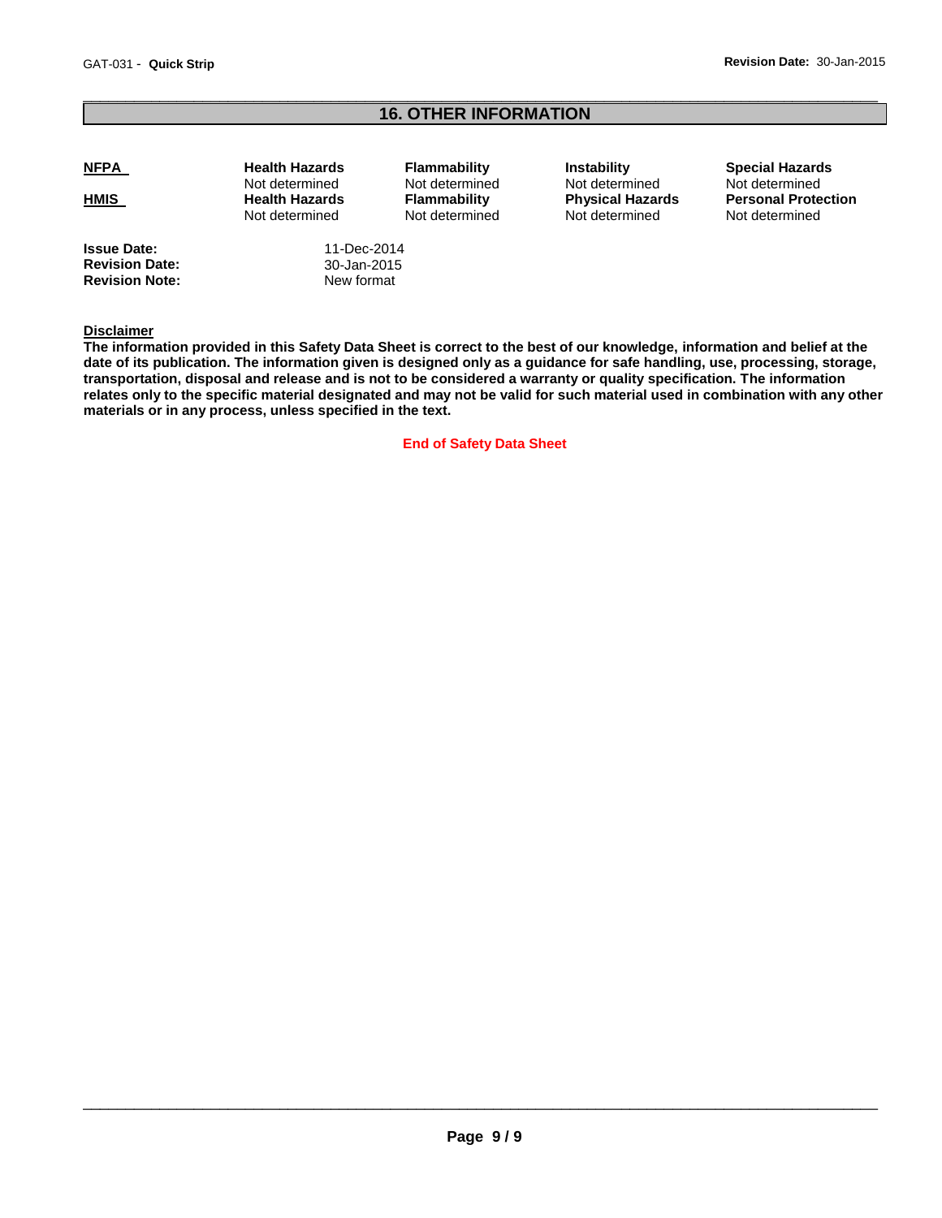## 16. OTHER INFORMATION

| | | | | |
|---|---|---|---|---|
| **NFPA** | **Health Hazards** | **Flammability** | **Instability** | **Special Hazards** |
| | Not determined | Not determined | Not determined | Not determined |
| **HMIS** | **Health Hazards** | **Flammability** | **Physical Hazards** | **Personal Protection** |
| | Not determined | Not determined | Not determined | Not determined |

**Issue Date:** 11-Dec-2014
**Revision Date:** 30-Jan-2015
**Revision Note:** New format

**Disclaimer**

**The information provided in this Safety Data Sheet is correct to the best of our knowledge, information and belief at the date of its publication. The information given is designed only as a guidance for safe handling, use, processing, storage, transportation, disposal and release and is not to be considered a warranty or quality specification. The information relates only to the specific material designated and may not be valid for such material used in combination with any other materials or in any process, unless specified in the text.**

**End of Safety Data Sheet**